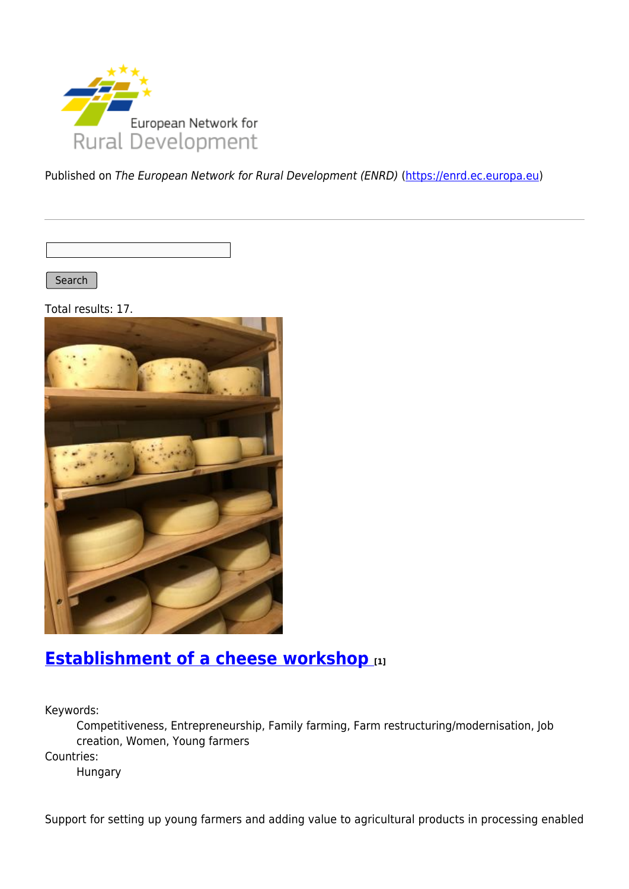European Network for Rural Development

Published on *The European Network for Rural Development (ENRD)* (https://enrd.ec.europa.eu)

Search

Total results: 17.

## [Establishment of a cheese workshop [1]](#)

Keywords:
: Competitiveness, Entrepreneurship, Family farming, Farm restructuring/modernisation, Job creation, Women, Young farmers

Countries:
: Hungary

Support for setting up young farmers and adding value to agricultural products in processing enabled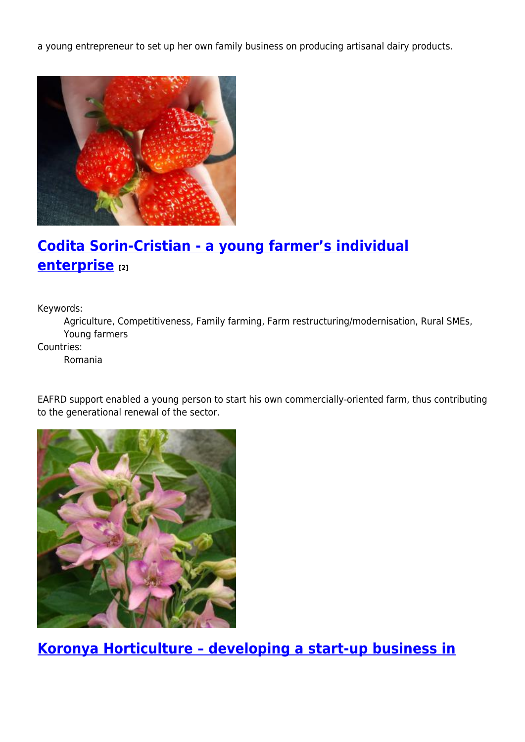a young entrepreneur to set up her own family business on producing artisanal dairy products.

## Codita Sorin-Cristian - a young farmer’s individual enterprise [2]

Keywords:

Agriculture, Competitiveness, Family farming, Farm restructuring/modernisation, Rural SMEs, Young farmers

Countries:

Romania

EAFRD support enabled a young person to start his own commercially-oriented farm, thus contributing to the generational renewal of the sector.

## Koronya Horticulture – developing a start-up business in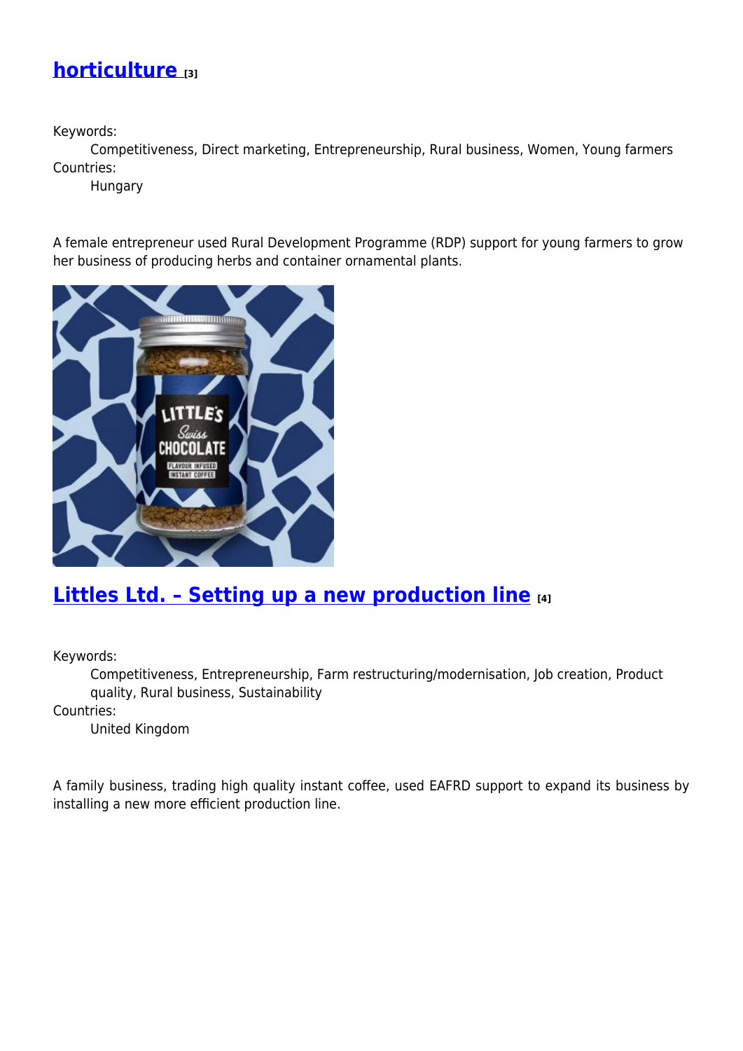## [horticulture](#) [3]

Keywords:
: Competitiveness, Direct marketing, Entrepreneurship, Rural business, Women, Young farmers

Countries:
: Hungary

A female entrepreneur used Rural Development Programme (RDP) support for young farmers to grow her business of producing herbs and container ornamental plants.

## [Littles Ltd. – Setting up a new production line](#) [4]

Keywords:
: Competitiveness, Entrepreneurship, Farm restructuring/modernisation, Job creation, Product quality, Rural business, Sustainability

Countries:
: United Kingdom

A family business, trading high quality instant coffee, used EAFRD support to expand its business by installing a new more efficient production line.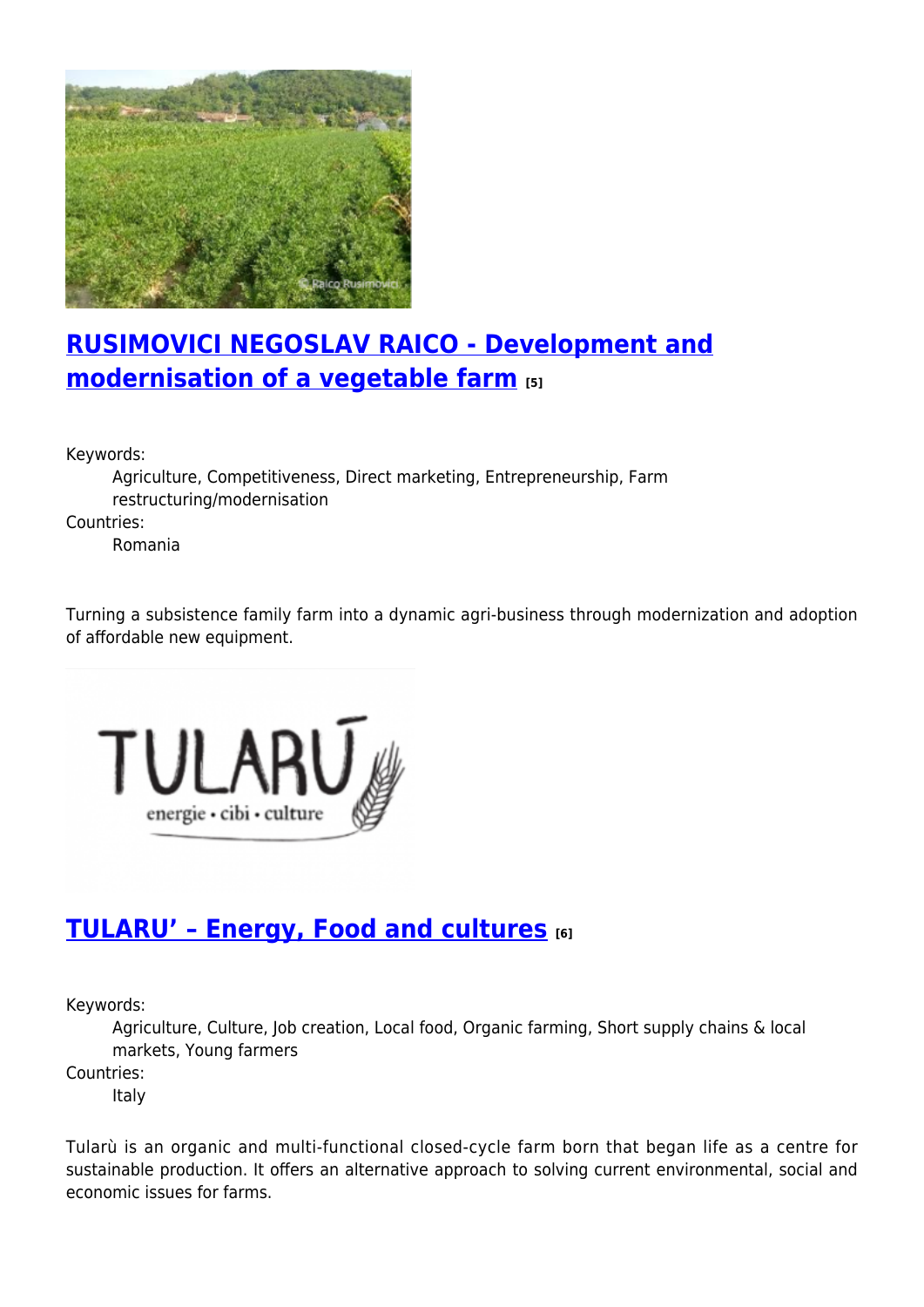## RUSIMOVICI NEGOSLAV RAICO - Development and modernisation of a vegetable farm [5]

Keywords:

Agriculture, Competitiveness, Direct marketing, Entrepreneurship, Farm restructuring/modernisation

Countries:

Romania

Turning a subsistence family farm into a dynamic agri-business through modernization and adoption of affordable new equipment.

## TULARU' – Energy, Food and cultures [6]

Keywords:

Agriculture, Culture, Job creation, Local food, Organic farming, Short supply chains & local markets, Young farmers

Countries:

Italy

Tularù is an organic and multi-functional closed-cycle farm born that began life as a centre for sustainable production. It offers an alternative approach to solving current environmental, social and economic issues for farms.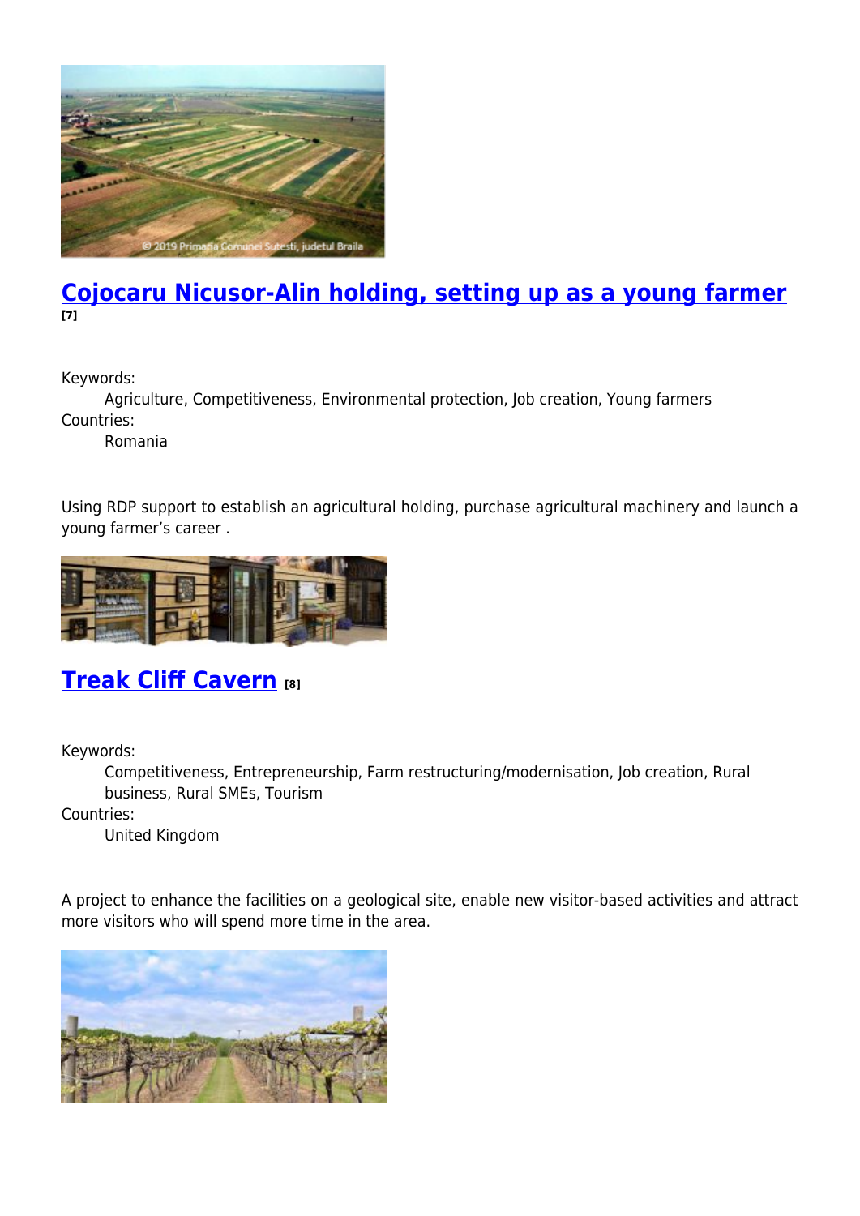## Cojocaru Nicusor-Alin holding, setting up as a young farmer [7]

Keywords:
: Agriculture, Competitiveness, Environmental protection, Job creation, Young farmers

Countries:
: Romania

Using RDP support to establish an agricultural holding, purchase agricultural machinery and launch a young farmer's career .

## Treak Cliff Cavern [8]

Keywords:
: Competitiveness, Entrepreneurship, Farm restructuring/modernisation, Job creation, Rural business, Rural SMEs, Tourism

Countries:
: United Kingdom

A project to enhance the facilities on a geological site, enable new visitor-based activities and attract more visitors who will spend more time in the area.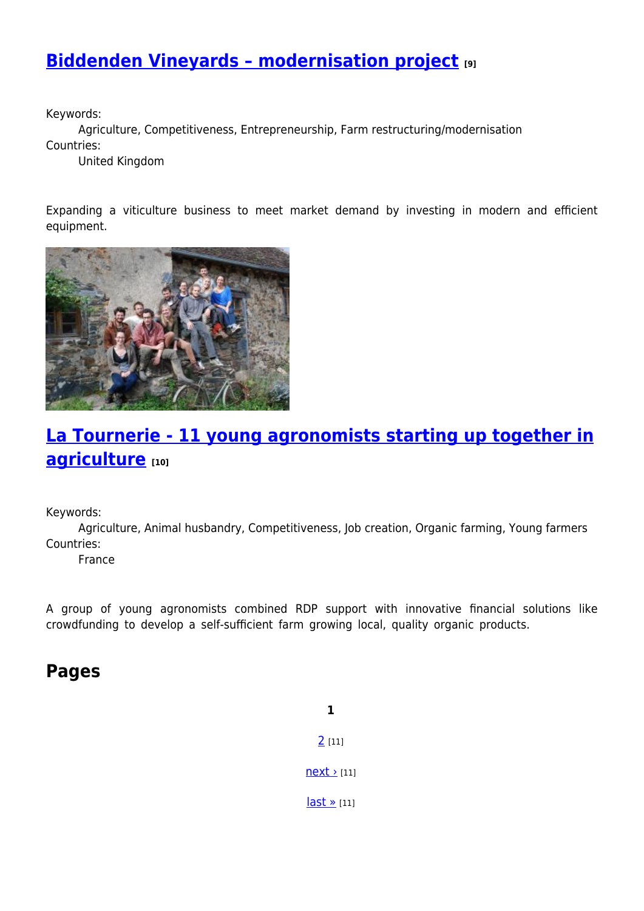## Biddenden Vineyards – modernisation project [9]

Keywords:
Agriculture, Competitiveness, Entrepreneurship, Farm restructuring/modernisation

Countries:
United Kingdom

Expanding a viticulture business to meet market demand by investing in modern and efficient equipment.

## La Tournerie - 11 young agronomists starting up together in agriculture [10]

Keywords:
Agriculture, Animal husbandry, Competitiveness, Job creation, Organic farming, Young farmers

Countries:
France

A group of young agronomists combined RDP support with innovative financial solutions like crowdfunding to develop a self-sufficient farm growing local, quality organic products.

## Pages

**1**

2 [11]

next › [11]

last » [11]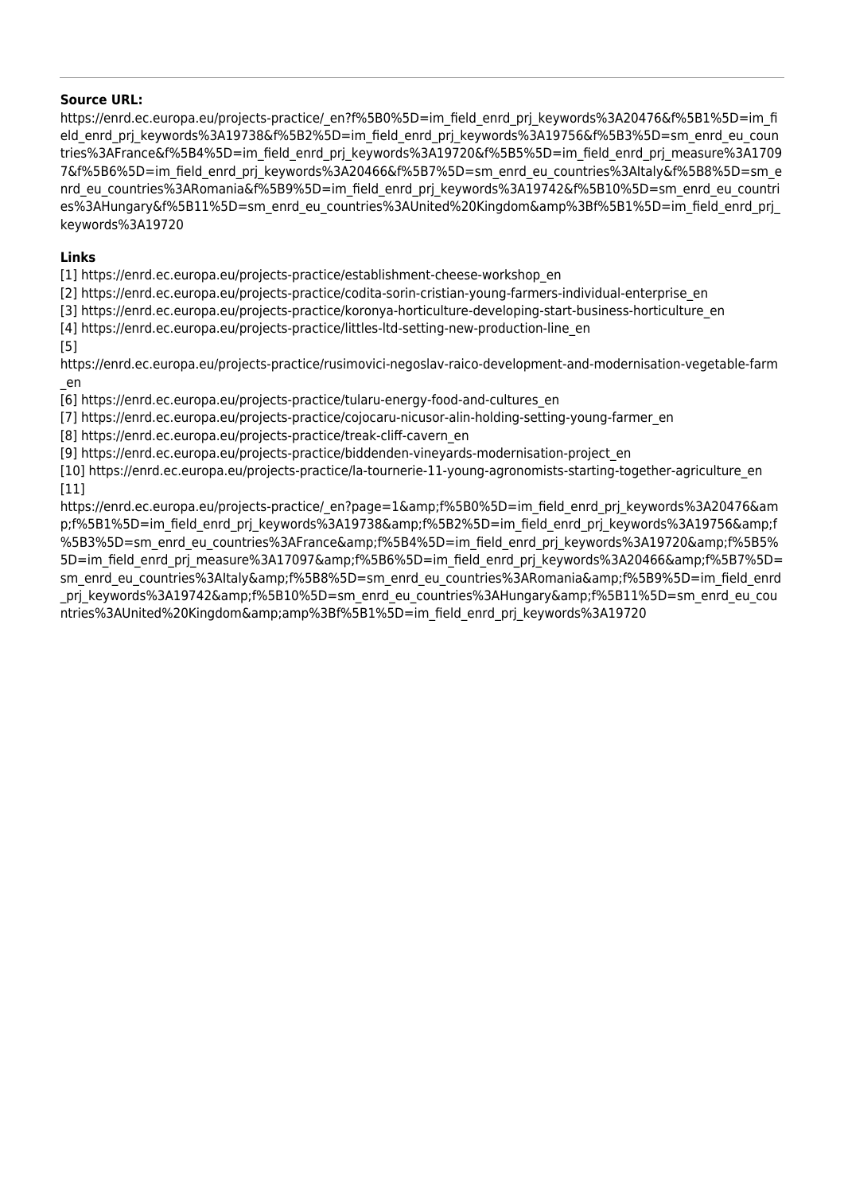**Source URL:**
https://enrd.ec.europa.eu/projects-practice/_en?f%5B0%5D=im_field_enrd_prj_keywords%3A20476&f%5B1%5D=im_field_enrd_prj_keywords%3A19738&f%5B2%5D=im_field_enrd_prj_keywords%3A19756&f%5B3%5D=sm_enrd_eu_countries%3AFrance&f%5B4%5D=im_field_enrd_prj_keywords%3A19720&f%5B5%5D=im_field_enrd_prj_measure%3A17097&f%5B6%5D=im_field_enrd_prj_keywords%3A20466&f%5B7%5D=sm_enrd_eu_countries%3AItaly&f%5B8%5D=sm_enrd_eu_countries%3ARomania&f%5B9%5D=im_field_enrd_prj_keywords%3A19742&f%5B10%5D=sm_enrd_eu_countries%3AHungary&f%5B11%5D=sm_enrd_eu_countries%3AUnited%20Kingdom&amp%3Bf%5B1%5D=im_field_enrd_prj_keywords%3A19720

**Links**

[1] https://enrd.ec.europa.eu/projects-practice/establishment-cheese-workshop_en
[2] https://enrd.ec.europa.eu/projects-practice/codita-sorin-cristian-young-farmers-individual-enterprise_en
[3] https://enrd.ec.europa.eu/projects-practice/koronya-horticulture-developing-start-business-horticulture_en
[4] https://enrd.ec.europa.eu/projects-practice/littles-ltd-setting-new-production-line_en
[5] https://enrd.ec.europa.eu/projects-practice/rusimovici-negoslav-raico-development-and-modernisation-vegetable-farm_en
[6] https://enrd.ec.europa.eu/projects-practice/tularu-energy-food-and-cultures_en
[7] https://enrd.ec.europa.eu/projects-practice/cojocaru-nicusor-alin-holding-setting-young-farmer_en
[8] https://enrd.ec.europa.eu/projects-practice/treak-cliff-cavern_en
[9] https://enrd.ec.europa.eu/projects-practice/biddenden-vineyards-modernisation-project_en
[10] https://enrd.ec.europa.eu/projects-practice/la-tournerie-11-young-agronomists-starting-together-agriculture_en
[11] https://enrd.ec.europa.eu/projects-practice/_en?page=1&amp;f%5B0%5D=im_field_enrd_prj_keywords%3A20476&amp;f%5B1%5D=im_field_enrd_prj_keywords%3A19738&amp;f%5B2%5D=im_field_enrd_prj_keywords%3A19756&amp;f%5B3%5D=sm_enrd_eu_countries%3AFrance&amp;f%5B4%5D=im_field_enrd_prj_keywords%3A19720&amp;f%5B5%5D=im_field_enrd_prj_measure%3A17097&amp;f%5B6%5D=im_field_enrd_prj_keywords%3A20466&amp;f%5B7%5D=sm_enrd_eu_countries%3AItaly&amp;f%5B8%5D=sm_enrd_eu_countries%3ARomania&amp;f%5B9%5D=im_field_enrd_prj_keywords%3A19742&amp;f%5B10%5D=sm_enrd_eu_countries%3AHungary&amp;f%5B11%5D=sm_enrd_eu_countries%3AUnited%20Kingdom&amp;amp%3Bf%5B1%5D=im_field_enrd_prj_keywords%3A19720